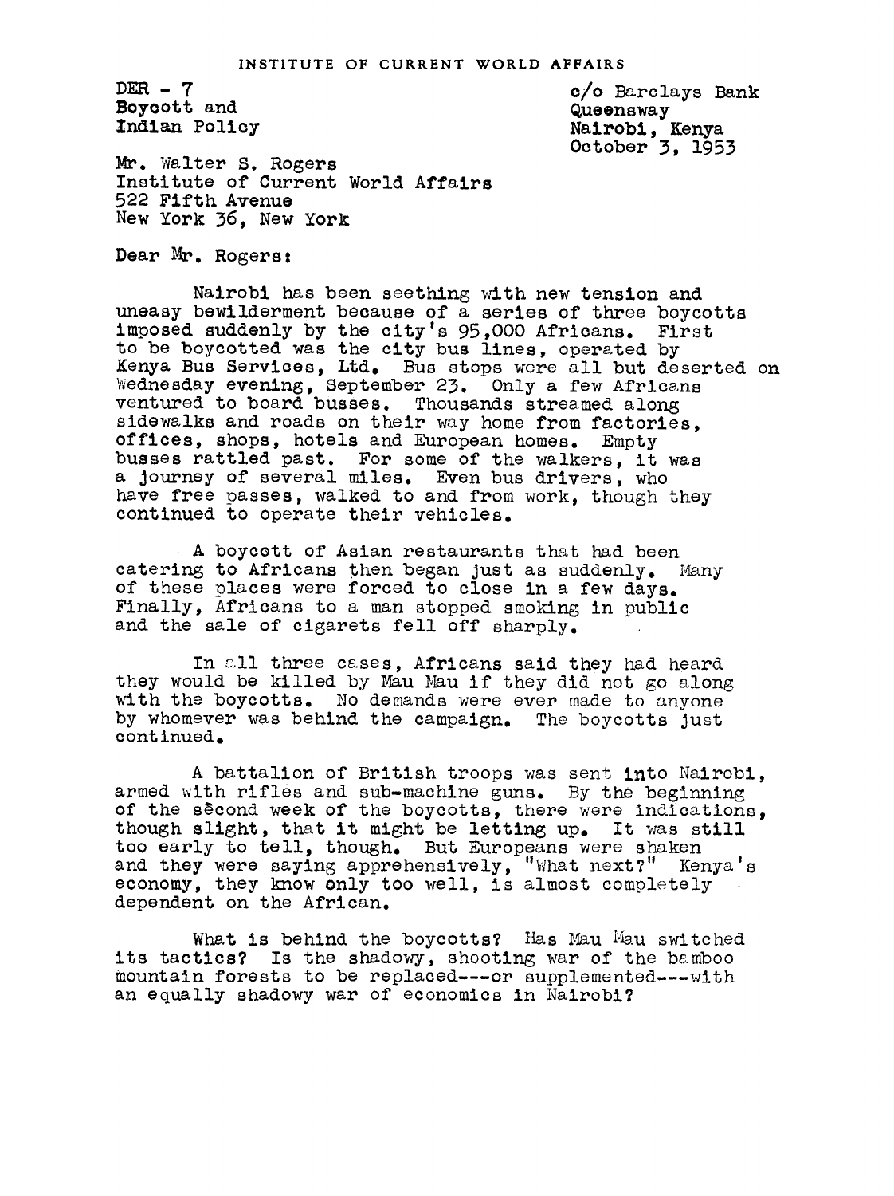INSTITUTE OF CURRENT WORLD AFFAIRS

DER - 7
Boycott and
Indian Policy

c/o Barclays Bank
Queensway
Nairobi, Kenya
October 3, 1953

Mr. Walter S. Rogers
Institute of Current World Affairs
522 Fifth Avenue
New York 36, New York

Dear Mr. Rogers:

Nairobi has been seething with new tension and uneasy bewilderment because of a series of three boycotts imposed suddenly by the city's 95,000 Africans. First to be boycotted was the city bus lines, operated by Kenya Bus Services, Ltd. Bus stops were all but deserted on Wednesday evening, September 23. Only a few Africans ventured to board busses. Thousands streamed along sidewalks and roads on their way home from factories, offices, shops, hotels and European homes. Empty busses rattled past. For some of the walkers, it was a journey of several miles. Even bus drivers, who have free passes, walked to and from work, though they continued to operate their vehicles.

A boycott of Asian restaurants that had been catering to Africans then began just as suddenly. Many of these places were forced to close in a few days. Finally, Africans to a man stopped smoking in public and the sale of cigarets fell off sharply.

In all three cases, Africans said they had heard they would be killed by Mau Mau if they did not go along with the boycotts. No demands were ever made to anyone by whomever was behind the campaign. The boycotts just continued.

A battalion of British troops was sent into Nairobi, armed with rifles and sub-machine guns. By the beginning of the second week of the boycotts, there were indications, though slight, that it might be letting up. It was still too early to tell, though. But Europeans were shaken and they were saying apprehensively, "What next?" Kenya's economy, they know only too well, is almost completely dependent on the African.

What is behind the boycotts? Has Mau Mau switched its tactics? Is the shadowy, shooting war of the bamboo mountain forests to be replaced---or supplemented---with an equally shadowy war of economics in Nairobi?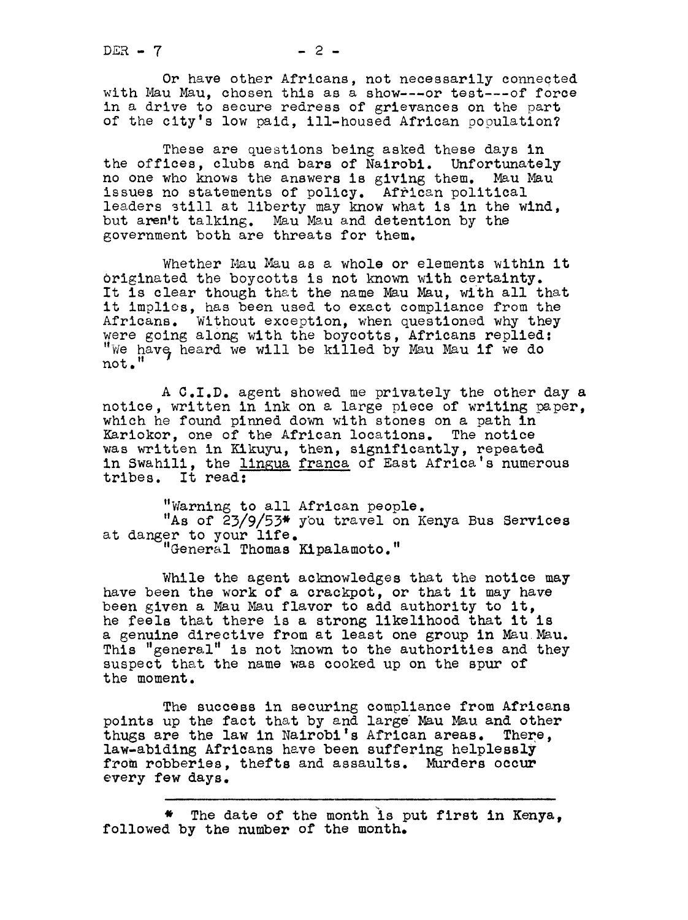Or have other Africans, not necessarily connected with Mau Mau, chosen this as a show---or test---of force in a drive to secure redress of grievances on the part of the city's low paid, ill-housed African population?

These are questions being asked these days in the offices, clubs and bars of Nairobi. Unfortunately no one who knows the answers is giving them. Mau Mau issues no statements of policy. African political leaders still at liberty may know what is in the wind, but aren't talking. Mau Mau and detention by the government both are threats for them.

Whether Mau Mau as a whole or elements within it originated the boycotts is not known with certainty. It is clear though that the name Mau Mau, with all that it implies, has been used to exact compliance from the Africans. Without exception, when questioned why they were going along with the boycotts, Africans replied: "We have heard we will be killed by Mau Mau if we do not."

A C.I.D. agent showed me privately the other day a notice, written in ink on a large piece of writing paper, which he found pinned down with stones on a path in Kariokor, one of the African locations. The notice was written in Kikuyu, then, significantly, repeated in Swahili, the _lingua franca_ of East Africa's numerous tribes. It read:

"Warning to all African people.
"As of 23/9/53* you travel on Kenya Bus Services at danger to your life.
"General Thomas Kipalamoto."

While the agent acknowledges that the notice may have been the work of a crackpot, or that it may have been given a Mau Mau flavor to add authority to it, he feels that there is a strong likelihood that it is a genuine directive from at least one group in Mau Mau. This "general" is not known to the authorities and they suspect that the name was cooked up on the spur of the moment.

The success in securing compliance from Africans points up the fact that by and large Mau Mau and other thugs are the law in Nairobi's African areas. There, law-abiding Africans have been suffering helplessly from robberies, thefts and assaults. Murders occur every few days.

---

* The date of the month is put first in Kenya, followed by the number of the month.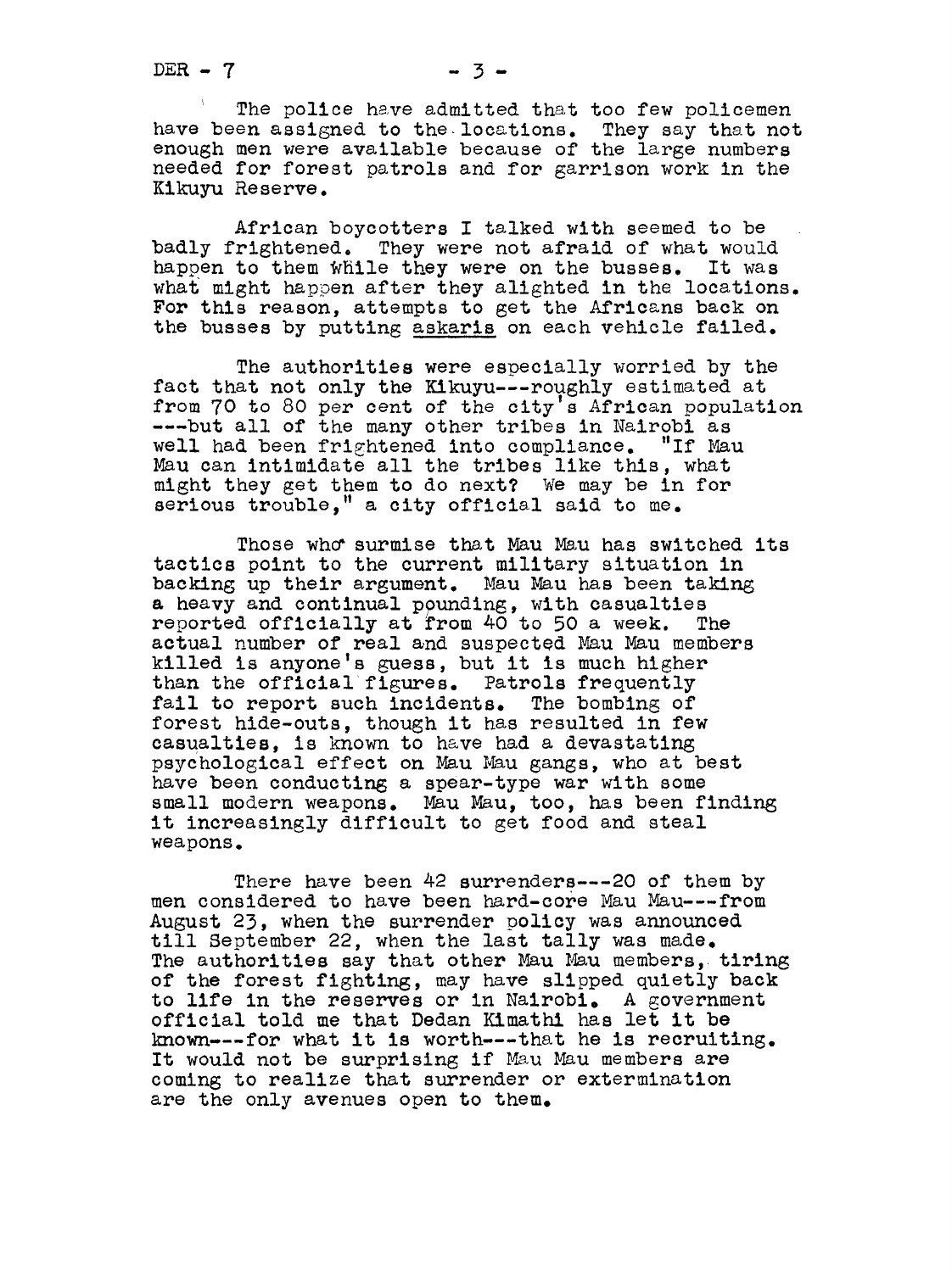The police have admitted that too few policemen have been assigned to the locations. They say that not enough men were available because of the large numbers needed for forest patrols and for garrison work in the Kikuyu Reserve.

African boycotters I talked with seemed to be badly frightened. They were not afraid of what would happen to them while they were on the busses. It was what might happen after they alighted in the locations. For this reason, attempts to get the Africans back on the busses by putting askaris on each vehicle failed.

The authorities were especially worried by the fact that not only the Kikuyu---roughly estimated at from 70 to 80 per cent of the city's African population ---but all of the many other tribes in Nairobi as well had been frightened into compliance. "If Mau Mau can intimidate all the tribes like this, what might they get them to do next? We may be in for serious trouble," a city official said to me.

Those who surmise that Mau Mau has switched its tactics point to the current military situation in backing up their argument. Mau Mau has been taking a heavy and continual pounding, with casualties reported officially at from 40 to 50 a week. The actual number of real and suspected Mau Mau members killed is anyone's guess, but it is much higher than the official figures. Patrols frequently fail to report such incidents. The bombing of forest hide-outs, though it has resulted in few casualties, is known to have had a devastating psychological effect on Mau Mau gangs, who at best have been conducting a spear-type war with some small modern weapons. Mau Mau, too, has been finding it increasingly difficult to get food and steal weapons.

There have been 42 surrenders---20 of them by men considered to have been hard-core Mau Mau---from August 23, when the surrender policy was announced till September 22, when the last tally was made. The authorities say that other Mau Mau members, tiring of the forest fighting, may have slipped quietly back to life in the reserves or in Nairobi. A government official told me that Dedan Kimathi has let it be known---for what it is worth---that he is recruiting. It would not be surprising if Mau Mau members are coming to realize that surrender or extermination are the only avenues open to them.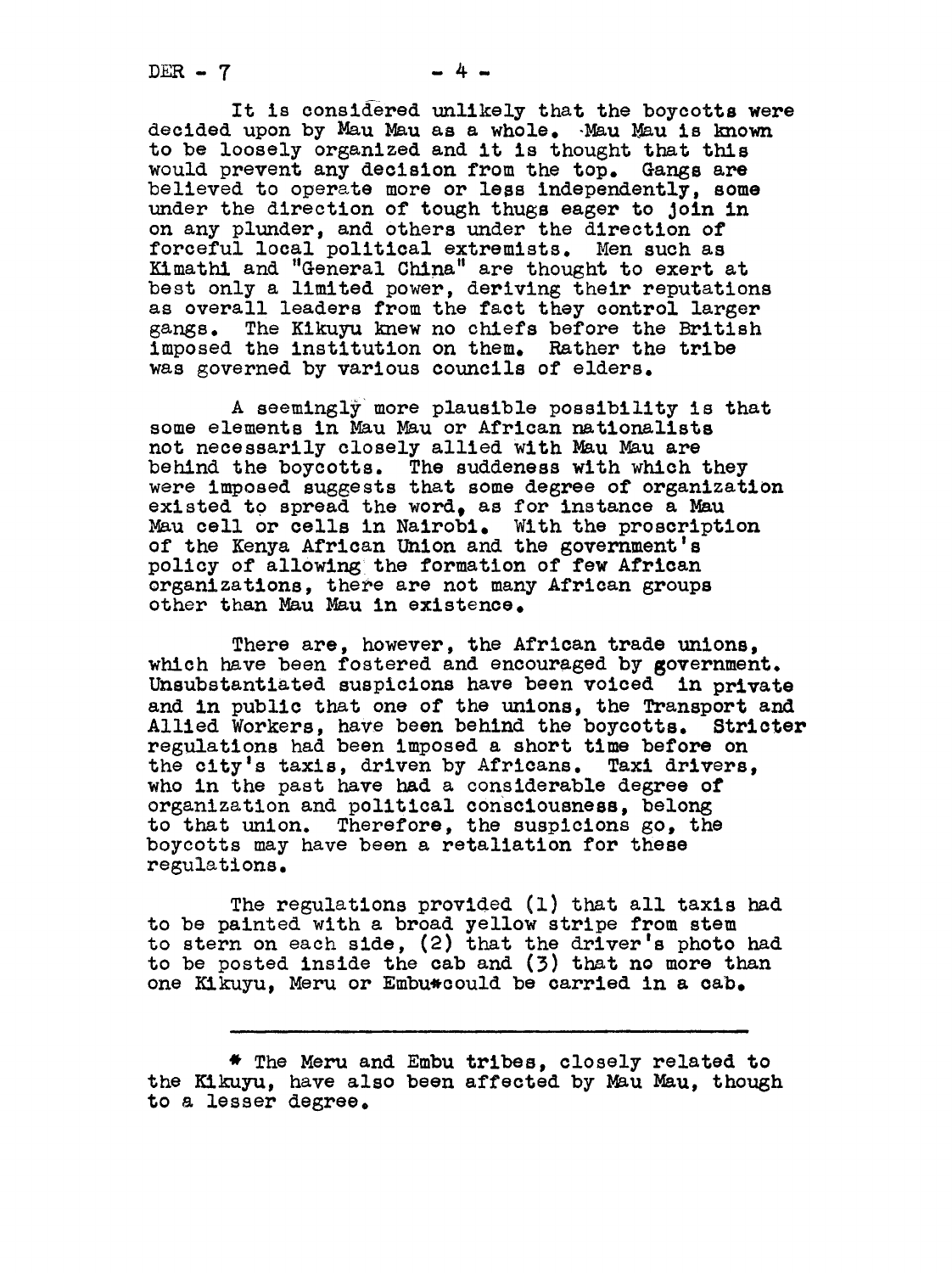It is considered unlikely that the boycotts were decided upon by Mau Mau as a whole. Mau Mau is known to be loosely organized and it is thought that this would prevent any decision from the top. Gangs are believed to operate more or less independently, some under the direction of tough thugs eager to join in on any plunder, and others under the direction of forceful local political extremists. Men such as Kimathi and "General China" are thought to exert at best only a limited power, deriving their reputations as overall leaders from the fact they control larger gangs. The Kikuyu knew no chiefs before the British imposed the institution on them. Rather the tribe was governed by various councils of elders.

A seemingly more plausible possibility is that some elements in Mau Mau or African nationalists not necessarily closely allied with Mau Mau are behind the boycotts. The suddeness with which they were imposed suggests that some degree of organization existed to spread the word, as for instance a Mau Mau cell or cells in Nairobi. With the proscription of the Kenya African Union and the government's policy of allowing the formation of few African organizations, there are not many African groups other than Mau Mau in existence.

There are, however, the African trade unions, which have been fostered and encouraged by government. Unsubstantiated suspicions have been voiced in private and in public that one of the unions, the Transport and Allied Workers, have been behind the boycotts. Stricter regulations had been imposed a short time before on the city's taxis, driven by Africans. Taxi drivers, who in the past have had a considerable degree of organization and political consciousness, belong to that union. Therefore, the suspicions go, the boycotts may have been a retaliation for these regulations.

The regulations provided (1) that all taxis had to be painted with a broad yellow stripe from stem to stern on each side, (2) that the driver's photo had to be posted inside the cab and (3) that no more than one Kikuyu, Meru or Embu* could be carried in a cab.

---

* The Meru and Embu tribes, closely related to the Kikuyu, have also been affected by Mau Mau, though to a lesser degree.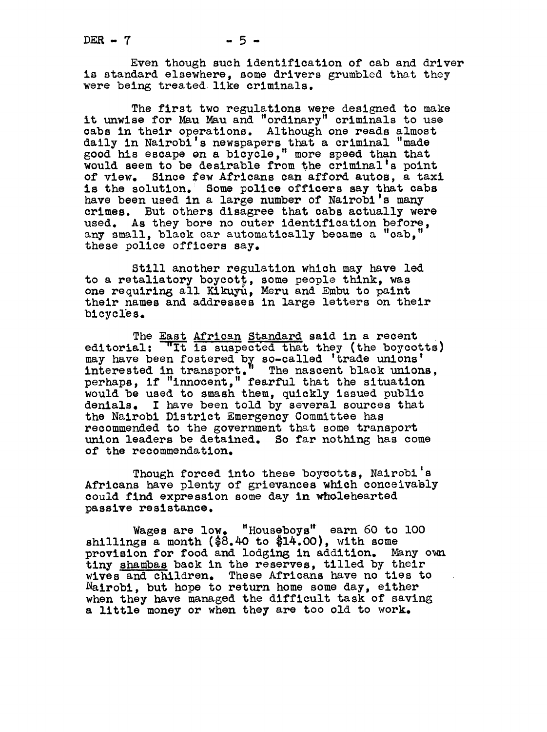Even though such identification of cab and driver is standard elsewhere, some drivers grumbled that they were being treated like criminals.

The first two regulations were designed to make it unwise for Mau Mau and "ordinary" criminals to use cabs in their operations. Although one reads almost daily in Nairobi's newspapers that a criminal "made good his escape on a bicycle," more speed than that would seem to be desirable from the criminal's point of view. Since few Africans can afford autos, a taxi is the solution. Some police officers say that cabs have been used in a large number of Nairobi's many crimes. But others disagree that cabs actually were used. As they bore no outer identification before, any small, black car automatically became a "cab," these police officers say.

Still another regulation which may have led to a retaliatory boycott, some people think, was one requiring all Kikuyu, Meru and Embu to paint their names and addresses in large letters on their bicycles.

The _East African Standard_ said in a recent editorial: "It is suspected that they (the boycotts) may have been fostered by so-called 'trade unions' interested in transport." The nascent black unions, perhaps, if "innocent," fearful that the situation would be used to smash them, quickly issued public denials. I have been told by several sources that the Nairobi District Emergency Committee has recommended to the government that some transport union leaders be detained. So far nothing has come of the recommendation.

Though forced into these boycotts, Nairobi's Africans have plenty of grievances which conceivably could find expression some day in wholehearted passive resistance.

Wages are low. "Houseboys" earn 60 to 100 shillings a month ($8.40 to $14.00), with some provision for food and lodging in addition. Many own tiny _shambas_ back in the reserves, tilled by their wives and children. These Africans have no ties to Nairobi, but hope to return home some day, either when they have managed the difficult task of saving a little money or when they are too old to work.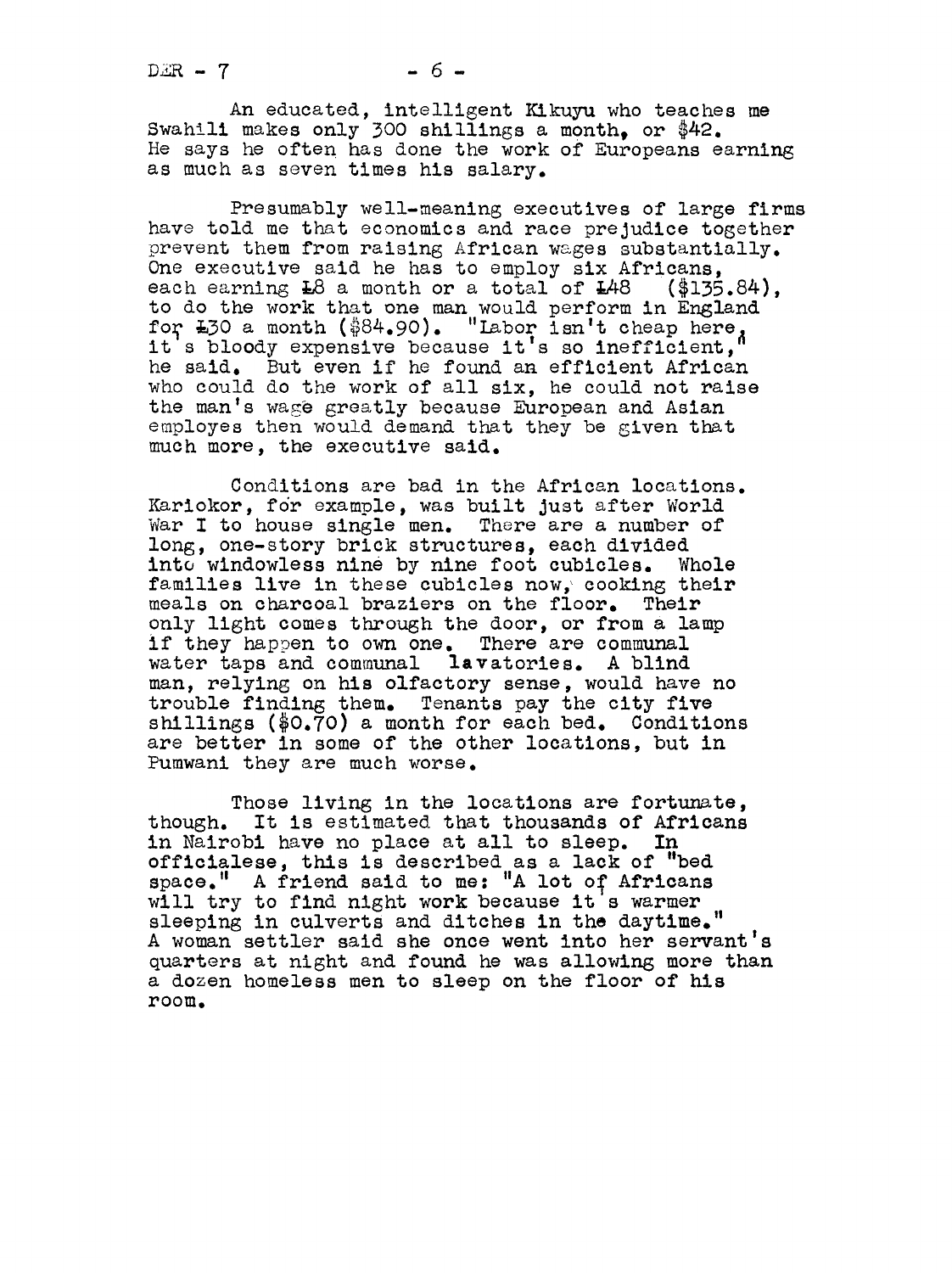An educated, intelligent Kikuyu who teaches me Swahili makes only 300 shillings a month, or $42. He says he often has done the work of Europeans earning as much as seven times his salary.

Presumably well-meaning executives of large firms have told me that economics and race prejudice together prevent them from raising African wages substantially. One executive said he has to employ six Africans, each earning £8 a month or a total of £48 ($135.84), to do the work that one man would perform in England for £30 a month ($84.90). "Labor isn't cheap here, it's bloody expensive because it's so inefficient," he said. But even if he found an efficient African who could do the work of all six, he could not raise the man's wage greatly because European and Asian employes then would demand that they be given that much more, the executive said.

Conditions are bad in the African locations. Kariokor, for example, was built just after World War I to house single men. There are a number of long, one-story brick structures, each divided into windowless nine by nine foot cubicles. Whole families live in these cubicles now, cooking their meals on charcoal braziers on the floor. Their only light comes through the door, or from a lamp if they happen to own one. There are communal water taps and communal lavatories. A blind man, relying on his olfactory sense, would have no trouble finding them. Tenants pay the city five shillings ($0.70) a month for each bed. Conditions are better in some of the other locations, but in Pumwani they are much worse.

Those living in the locations are fortunate, though. It is estimated that thousands of Africans in Nairobi have no place at all to sleep. In officialese, this is described as a lack of "bed space." A friend said to me: "A lot of Africans will try to find night work because it's warmer sleeping in culverts and ditches in the daytime." A woman settler said she once went into her servant's quarters at night and found he was allowing more than a dozen homeless men to sleep on the floor of his room.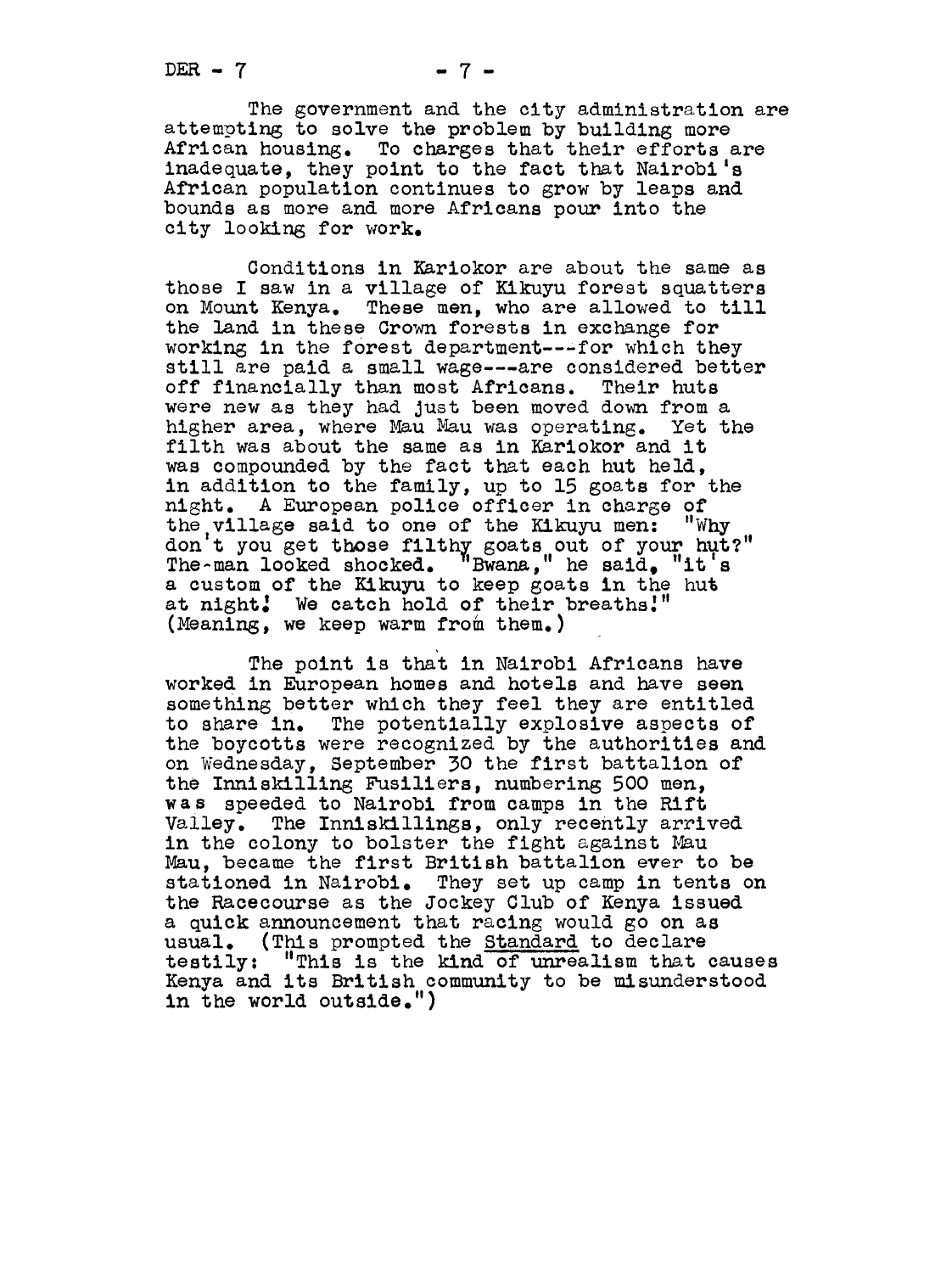The government and the city administration are attempting to solve the problem by building more African housing. To charges that their efforts are inadequate, they point to the fact that Nairobi's African population continues to grow by leaps and bounds as more and more Africans pour into the city looking for work.

Conditions in Kariokor are about the same as those I saw in a village of Kikuyu forest squatters on Mount Kenya. These men, who are allowed to till the land in these Crown forests in exchange for working in the forest department---for which they still are paid a small wage---are considered better off financially than most Africans. Their huts were new as they had just been moved down from a higher area, where Mau Mau was operating. Yet the filth was about the same as in Kariokor and it was compounded by the fact that each hut held, in addition to the family, up to 15 goats for the night. A European police officer in charge of the village said to one of the Kikuyu men: "Why don't you get those filthy goats out of your hut?" The man looked shocked. "Bwana," he said, "it's a custom of the Kikuyu to keep goats in the hut at night! We catch hold of their breaths!" (Meaning, we keep warm from them.)

The point is that in Nairobi Africans have worked in European homes and hotels and have seen something better which they feel they are entitled to share in. The potentially explosive aspects of the boycotts were recognized by the authorities and on Wednesday, September 30 the first battalion of the Inniskilling Fusiliers, numbering 500 men, was speeded to Nairobi from camps in the Rift Valley. The Inniskillings, only recently arrived in the colony to bolster the fight against Mau Mau, became the first British battalion ever to be stationed in Nairobi. They set up camp in tents on the Racecourse as the Jockey Club of Kenya issued a quick announcement that racing would go on as usual. (This prompted the Standard to declare testily: "This is the kind of unrealism that causes Kenya and its British community to be misunderstood in the world outside.")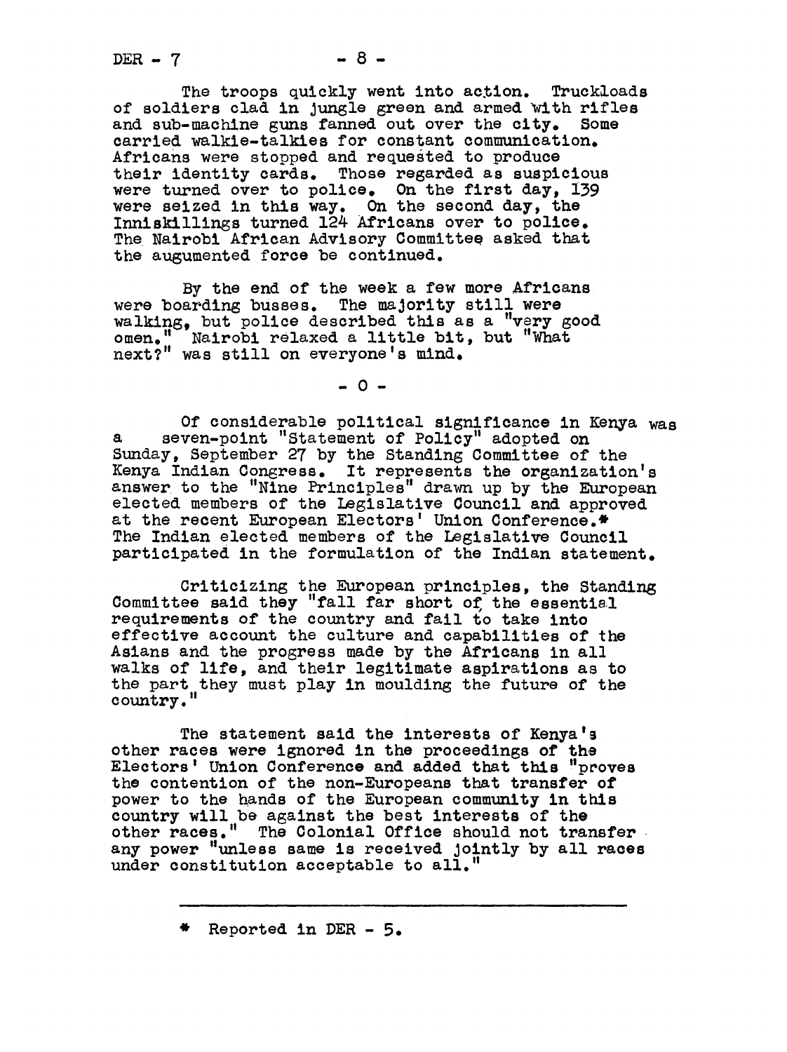The troops quickly went into action. Truckloads of soldiers clad in jungle green and armed with rifles and sub-machine guns fanned out over the city. Some carried walkie-talkies for constant communication. Africans were stopped and requested to produce their identity cards. Those regarded as suspicious were turned over to police. On the first day, 139 were seized in this way. On the second day, the Inniskillings turned 124 Africans over to police. The Nairobi African Advisory Committee asked that the augumented force be continued.

By the end of the week a few more Africans were boarding busses. The majority still were walking, but police described this as a "very good omen." Nairobi relaxed a little bit, but "What next?" was still on everyone's mind.

\- 0 -

Of considerable political significance in Kenya was a seven-point "Statement of Policy" adopted on Sunday, September 27 by the Standing Committee of the Kenya Indian Congress. It represents the organization's answer to the "Nine Principles" drawn up by the European elected members of the Legislative Council and approved at the recent European Electors' Union Conference.* The Indian elected members of the Legislative Council participated in the formulation of the Indian statement.

Criticizing the European principles, the Standing Committee said they "fall far short of the essential requirements of the country and fail to take into effective account the culture and capabilities of the Asians and the progress made by the Africans in all walks of life, and their legitimate aspirations as to the part they must play in moulding the future of the country."

The statement said the interests of Kenya's other races were ignored in the proceedings of the Electors' Union Conference and added that this "proves the contention of the non-Europeans that transfer of power to the hands of the European community in this country will be against the best interests of the other races." The Colonial Office should not transfer any power "unless same is received jointly by all races under constitution acceptable to all."

---

\* Reported in DER - 5.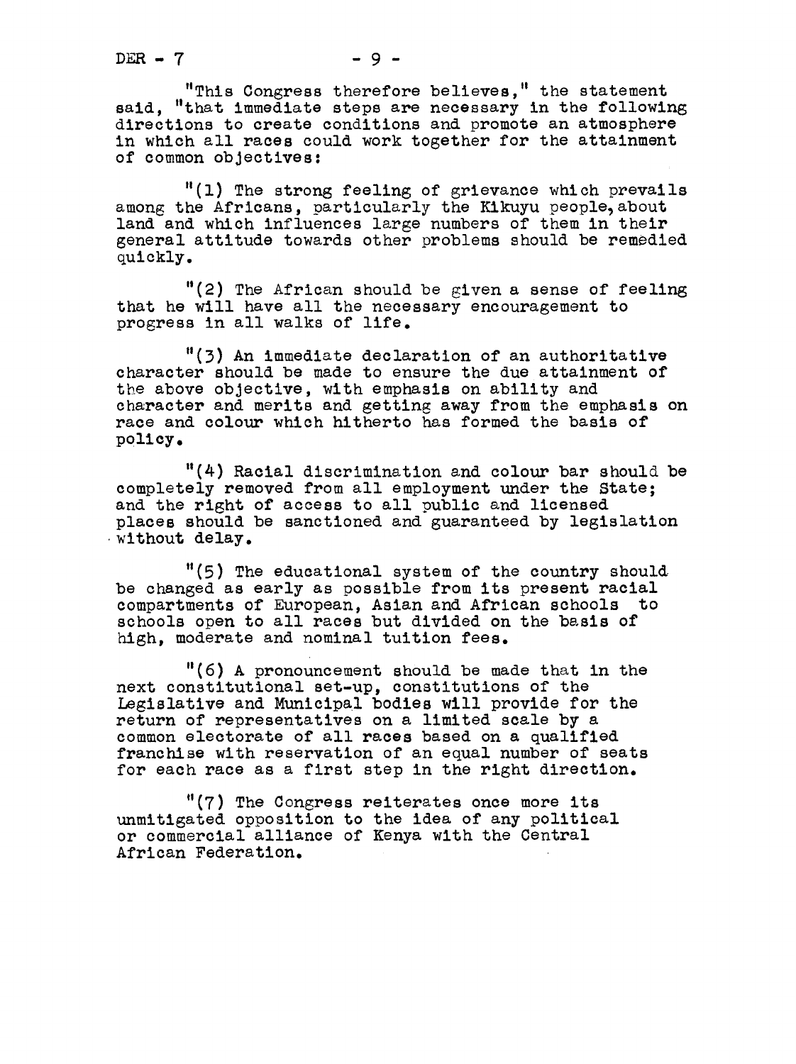"This Congress therefore believes," the statement said, "that immediate steps are necessary in the following directions to create conditions and promote an atmosphere in which all races could work together for the attainment of common objectives:

"(1) The strong feeling of grievance which prevails among the Africans, particularly the Kikuyu people, about land and which influences large numbers of them in their general attitude towards other problems should be remedied quickly.

"(2) The African should be given a sense of feeling that he will have all the necessary encouragement to progress in all walks of life.

"(3) An immediate declaration of an authoritative character should be made to ensure the due attainment of the above objective, with emphasis on ability and character and merits and getting away from the emphasis on race and colour which hitherto has formed the basis of policy.

"(4) Racial discrimination and colour bar should be completely removed from all employment under the State; and the right of access to all public and licensed places should be sanctioned and guaranteed by legislation without delay.

"(5) The educational system of the country should be changed as early as possible from its present racial compartments of European, Asian and African schools to schools open to all races but divided on the basis of high, moderate and nominal tuition fees.

"(6) A pronouncement should be made that in the next constitutional set-up, constitutions of the Legislative and Municipal bodies will provide for the return of representatives on a limited scale by a common electorate of all races based on a qualified franchise with reservation of an equal number of seats for each race as a first step in the right direction.

"(7) The Congress reiterates once more its unmitigated opposition to the idea of any political or commercial alliance of Kenya with the Central African Federation.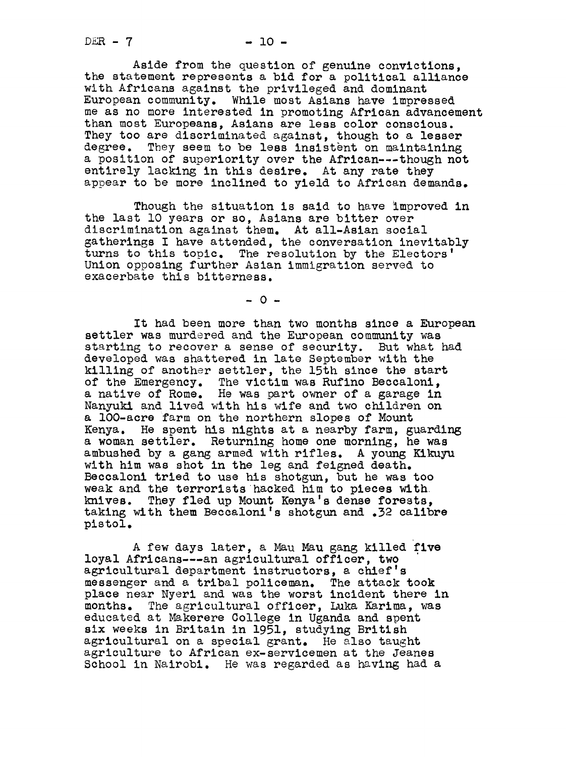Aside from the question of genuine convictions, the statement represents a bid for a political alliance with Africans against the privileged and dominant European community. While most Asians have impressed me as no more interested in promoting African advancement than most Europeans, Asians are less color conscious. They too are discriminated against, though to a lesser degree. They seem to be less insistent on maintaining a position of superiority over the African---though not entirely lacking in this desire. At any rate they appear to be more inclined to yield to African demands.

Though the situation is said to have improved in the last 10 years or so, Asians are bitter over discrimination against them. At all-Asian social gatherings I have attended, the conversation inevitably turns to this topic. The resolution by the Electors' Union opposing further Asian immigration served to exacerbate this bitterness.

- 0 -

It had been more than two months since a European settler was murdered and the European community was starting to recover a sense of security. But what had developed was shattered in late September with the killing of another settler, the 15th since the start of the Emergency. The victim was Rufino Beccaloni, a native of Rome. He was part owner of a garage in Nanyuki and lived with his wife and two children on a 100-acre farm on the northern slopes of Mount Kenya. He spent his nights at a nearby farm, guarding a woman settler. Returning home one morning, he was ambushed by a gang armed with rifles. A young Kikuyu with him was shot in the leg and feigned death. Beccaloni tried to use his shotgun, but he was too weak and the terrorists hacked him to pieces with knives. They fled up Mount Kenya's dense forests, taking with them Beccaloni's shotgun and .32 calibre pistol.

A few days later, a Mau Mau gang killed five loyal Africans---an agricultural officer, two agricultural department instructors, a chief's messenger and a tribal policeman. The attack took place near Nyeri and was the worst incident there in months. The agricultural officer, Luka Karima, was educated at Makerere College in Uganda and spent six weeks in Britain in 1951, studying British agricultural on a special grant. He also taught agriculture to African ex-servicemen at the Jeanes School in Nairobi. He was regarded as having had a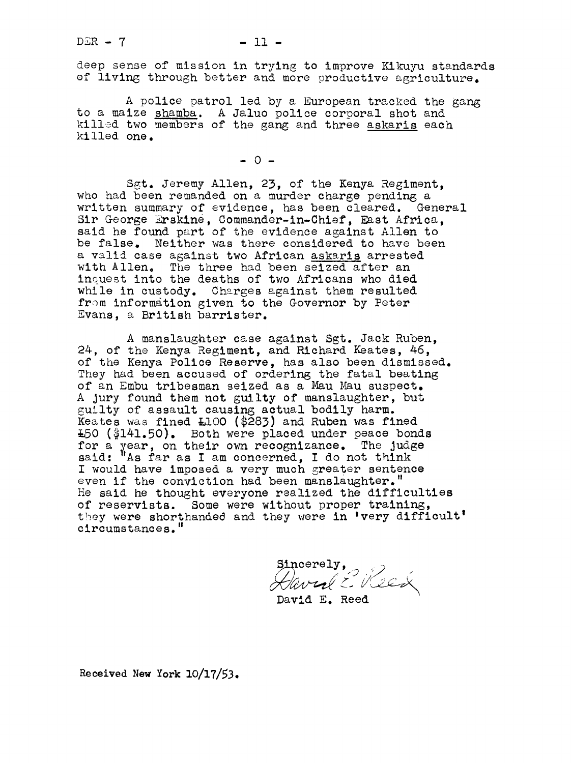deep sense of mission in trying to improve Kikuyu standards of living through better and more productive agriculture.

A police patrol led by a European tracked the gang to a maize _shamba_. A Jaluo police corporal shot and killed two members of the gang and three _askaris_ each killed one.

- 0 -

Sgt. Jeremy Allen, 23, of the Kenya Regiment, who had been remanded on a murder charge pending a written summary of evidence, has been cleared. General Sir George Erskine, Commander-in-Chief, East Africa, said he found part of the evidence against Allen to be false. Neither was there considered to have been a valid case against two African _askaris_ arrested with Allen. The three had been seized after an inquest into the deaths of two Africans who died while in custody. Charges against them resulted from information given to the Governor by Peter Evans, a British barrister.

A manslaughter case against Sgt. Jack Ruben, 24, of the Kenya Regiment, and Richard Keates, 46, of the Kenya Police Reserve, has also been dismissed. They had been accused of ordering the fatal beating of an Embu tribesman seized as a Mau Mau suspect. A jury found them not guilty of manslaughter, but guilty of assault causing actual bodily harm. Keates was fined £100 ($283) and Ruben was fined £50 ($141.50). Both were placed under peace bonds for a year, on their own recognizance. The judge said: "As far as I am concerned, I do not think I would have imposed a very much greater sentence even if the conviction had been manslaughter." He said he thought everyone realized the difficulties of reservists. Some were without proper training, they were shorthanded and they were in 'very difficult' circumstances."

Sincerely,

David E. Reed

David E. Reed

Received New York 10/17/53.